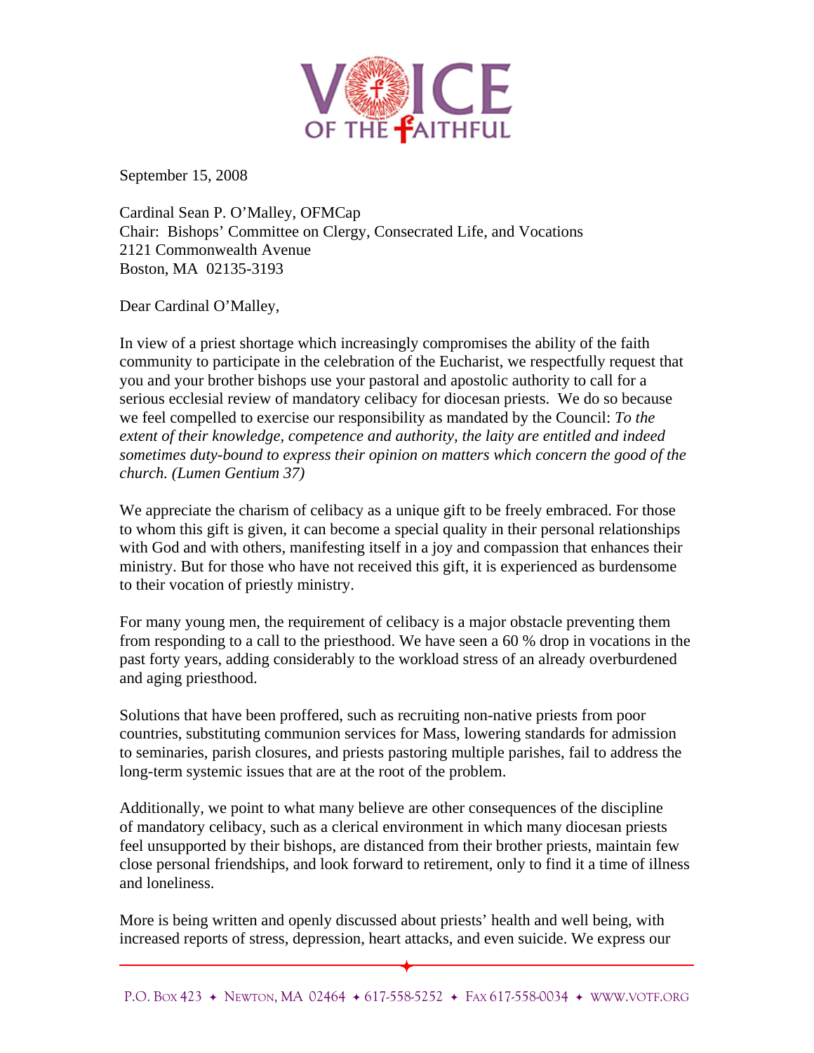# VOICE OF THE FAITHFUL

September 15, 2008

Cardinal Sean P. O'Malley, OFMCap
Chair: Bishops' Committee on Clergy, Consecrated Life, and Vocations
2121 Commonwealth Avenue
Boston, MA 02135-3193

Dear Cardinal O'Malley,

In view of a priest shortage which increasingly compromises the ability of the faith community to participate in the celebration of the Eucharist, we respectfully request that you and your brother bishops use your pastoral and apostolic authority to call for a serious ecclesial review of mandatory celibacy for diocesan priests. We do so because we feel compelled to exercise our responsibility as mandated by the Council: *To the extent of their knowledge, competence and authority, the laity are entitled and indeed sometimes duty-bound to express their opinion on matters which concern the good of the church. (Lumen Gentium 37)*

We appreciate the charism of celibacy as a unique gift to be freely embraced. For those to whom this gift is given, it can become a special quality in their personal relationships with God and with others, manifesting itself in a joy and compassion that enhances their ministry. But for those who have not received this gift, it is experienced as burdensome to their vocation of priestly ministry.

For many young men, the requirement of celibacy is a major obstacle preventing them from responding to a call to the priesthood. We have seen a 60 % drop in vocations in the past forty years, adding considerably to the workload stress of an already overburdened and aging priesthood.

Solutions that have been proffered, such as recruiting non-native priests from poor countries, substituting communion services for Mass, lowering standards for admission to seminaries, parish closures, and priests pastoring multiple parishes, fail to address the long-term systemic issues that are at the root of the problem.

Additionally, we point to what many believe are other consequences of the discipline of mandatory celibacy, such as a clerical environment in which many diocesan priests feel unsupported by their bishops, are distanced from their brother priests, maintain few close personal friendships, and look forward to retirement, only to find it a time of illness and loneliness.

More is being written and openly discussed about priests' health and well being, with increased reports of stress, depression, heart attacks, and even suicide. We express our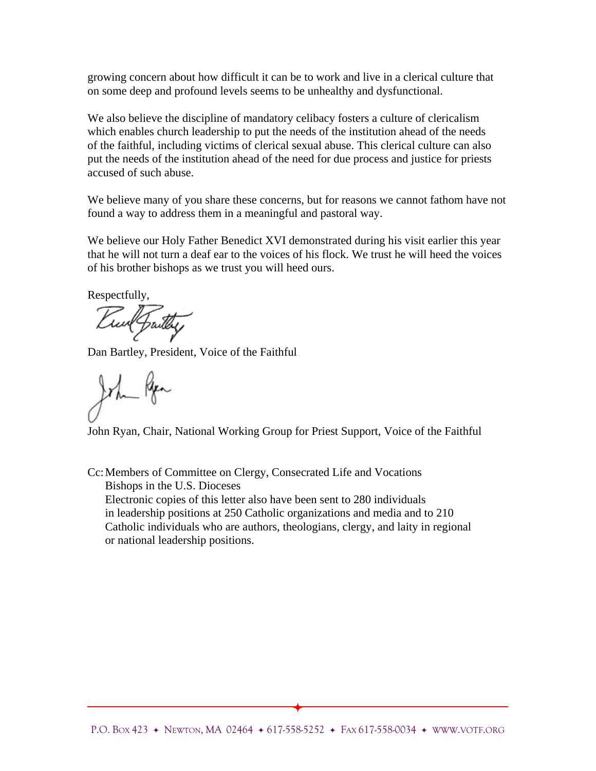growing concern about how difficult it can be to work and live in a clerical culture that on some deep and profound levels seems to be unhealthy and dysfunctional.

We also believe the discipline of mandatory celibacy fosters a culture of clericalism which enables church leadership to put the needs of the institution ahead of the needs of the faithful, including victims of clerical sexual abuse. This clerical culture can also put the needs of the institution ahead of the need for due process and justice for priests accused of such abuse.

We believe many of you share these concerns, but for reasons we cannot fathom have not found a way to address them in a meaningful and pastoral way.

We believe our Holy Father Benedict XVI demonstrated during his visit earlier this year that he will not turn a deaf ear to the voices of his flock. We trust he will heed the voices of his brother bishops as we trust you will heed ours.

Respectfully,

Dan Bartley, President, Voice of the Faithful

John Ryan, Chair, National Working Group for Priest Support, Voice of the Faithful

Cc: Members of Committee on Clergy, Consecrated Life and Vocations
Bishops in the U.S. Dioceses
Electronic copies of this letter also have been sent to 280 individuals in leadership positions at 250 Catholic organizations and media and to 210 Catholic individuals who are authors, theologians, clergy, and laity in regional or national leadership positions.

P.O. Box 423 ✦ Newton, MA 02464 ✦ 617-558-5252 ✦ Fax 617-558-0034 ✦ www.votf.org